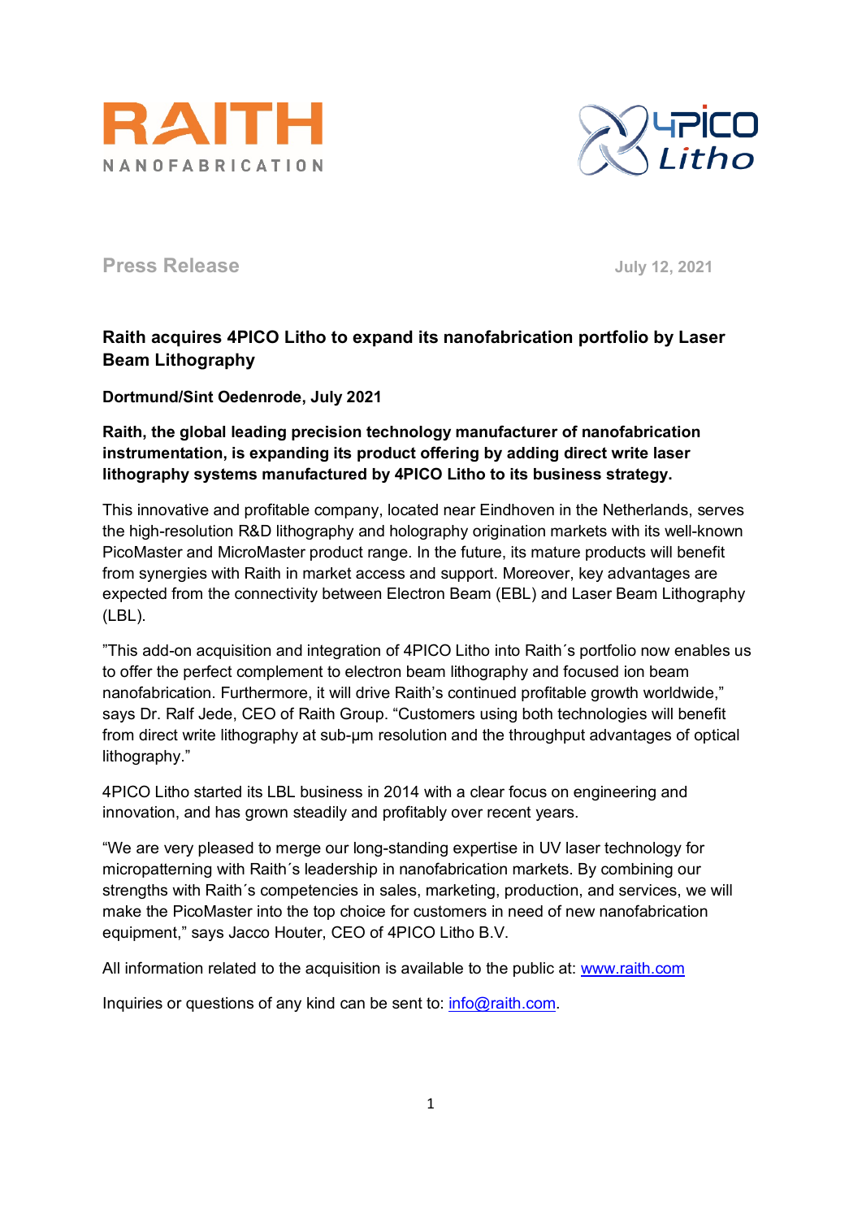Press Release

July 12, 2021

# Raith acquires 4PICO Litho to expand its nanofabrication portfolio by Laser Beam Lithography

**Dortmund/Sint Oedenrode, July 2021**

**Raith, the global leading precision technology manufacturer of nanofabrication instrumentation, is expanding its product offering by adding direct write laser lithography systems manufactured by 4PICO Litho to its business strategy.**

This innovative and profitable company, located near Eindhoven in the Netherlands, serves the high-resolution R&D lithography and holography origination markets with its well-known PicoMaster and MicroMaster product range. In the future, its mature products will benefit from synergies with Raith in market access and support. Moreover, key advantages are expected from the connectivity between Electron Beam (EBL) and Laser Beam Lithography (LBL).

”This add-on acquisition and integration of 4PICO Litho into Raith´s portfolio now enables us to offer the perfect complement to electron beam lithography and focused ion beam nanofabrication. Furthermore, it will drive Raith’s continued profitable growth worldwide,” says Dr. Ralf Jede, CEO of Raith Group. “Customers using both technologies will benefit from direct write lithography at sub-µm resolution and the throughput advantages of optical lithography.”

4PICO Litho started its LBL business in 2014 with a clear focus on engineering and innovation, and has grown steadily and profitably over recent years.

“We are very pleased to merge our long-standing expertise in UV laser technology for micropatterning with Raith´s leadership in nanofabrication markets. By combining our strengths with Raith´s competencies in sales, marketing, production, and services, we will make the PicoMaster into the top choice for customers in need of new nanofabrication equipment,” says Jacco Houter, CEO of 4PICO Litho B.V.

All information related to the acquisition is available to the public at: [www.raith.com](www.raith.com)

Inquiries or questions of any kind can be sent to: [info@raith.com](mailto:info@raith.com).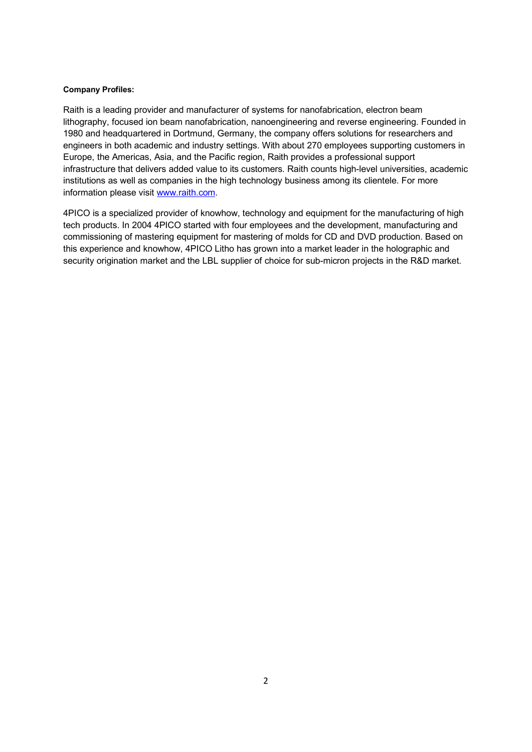**Company Profiles:**

Raith is a leading provider and manufacturer of systems for nanofabrication, electron beam lithography, focused ion beam nanofabrication, nanoengineering and reverse engineering. Founded in 1980 and headquartered in Dortmund, Germany, the company offers solutions for researchers and engineers in both academic and industry settings. With about 270 employees supporting customers in Europe, the Americas, Asia, and the Pacific region, Raith provides a professional support infrastructure that delivers added value to its customers. Raith counts high-level universities, academic institutions as well as companies in the high technology business among its clientele. For more information please visit [www.raith.com](http://www.raith.com).

4PICO is a specialized provider of knowhow, technology and equipment for the manufacturing of high tech products. In 2004 4PICO started with four employees and the development, manufacturing and commissioning of mastering equipment for mastering of molds for CD and DVD production. Based on this experience and knowhow, 4PICO Litho has grown into a market leader in the holographic and security origination market and the LBL supplier of choice for sub-micron projects in the R&D market.